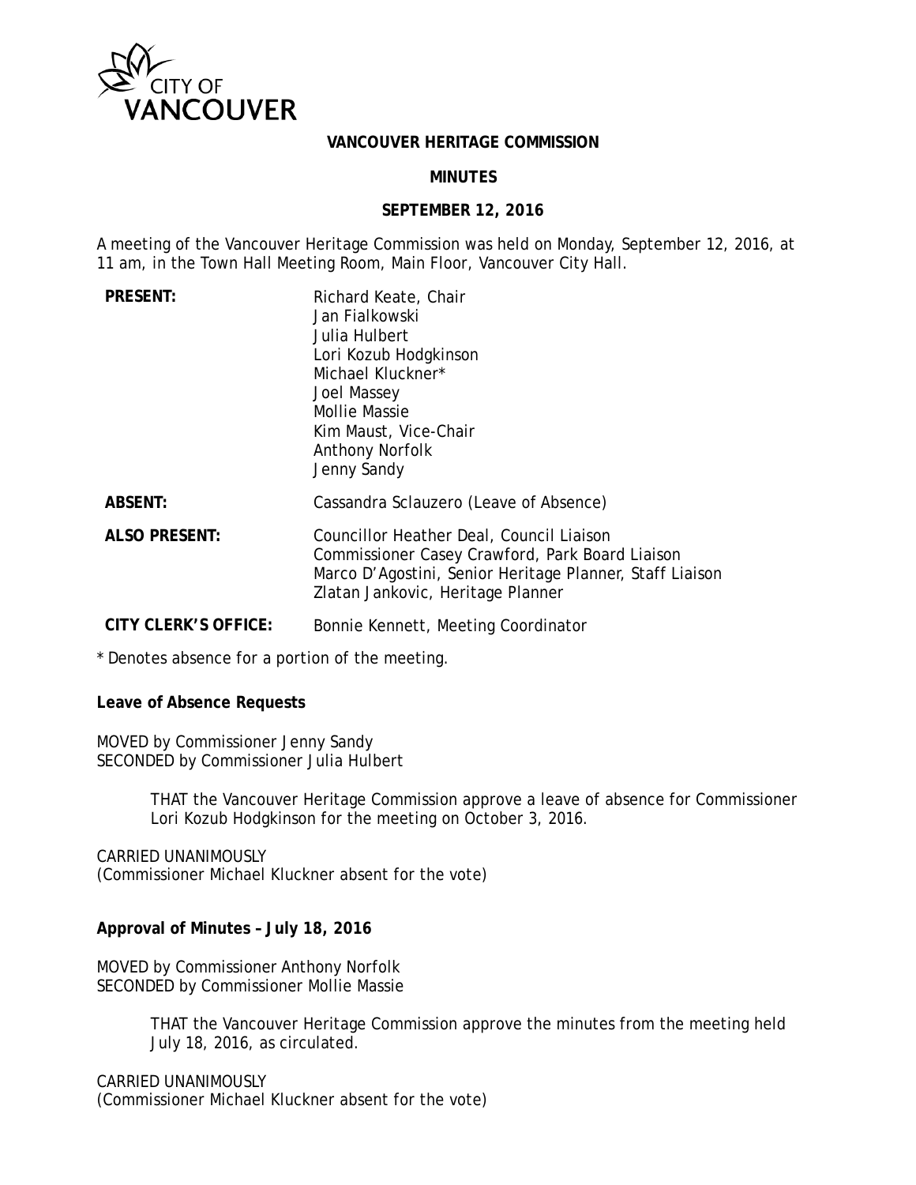CITY OF VANCOUVER

**VANCOUVER HERITAGE COMMISSION**

**MINUTES**

**SEPTEMBER 12, 2016**

A meeting of the Vancouver Heritage Commission was held on Monday, September 12, 2016, at 11 am, in the Town Hall Meeting Room, Main Floor, Vancouver City Hall.

| | |
|---|---|
| **PRESENT:** | Richard Keate, Chair<br>Jan Fialkowski<br>Julia Hulbert<br>Lori Kozub Hodgkinson<br>Michael Kluckner*<br>Joel Massey<br>Mollie Massie<br>Kim Maust, Vice-Chair<br>Anthony Norfolk<br>Jenny Sandy |
| **ABSENT:** | Cassandra Sclauzero (Leave of Absence) |
| **ALSO PRESENT:** | Councillor Heather Deal, Council Liaison<br>Commissioner Casey Crawford, Park Board Liaison<br>Marco D'Agostini, Senior Heritage Planner, Staff Liaison<br>Zlatan Jankovic, Heritage Planner |
| **CITY CLERK'S OFFICE:** | Bonnie Kennett, Meeting Coordinator |

* Denotes absence for a portion of the meeting.

**Leave of Absence Requests**

MOVED by Commissioner Jenny Sandy
SECONDED by Commissioner Julia Hulbert

> THAT the Vancouver Heritage Commission approve a leave of absence for Commissioner Lori Kozub Hodgkinson for the meeting on October 3, 2016.

CARRIED UNANIMOUSLY
(Commissioner Michael Kluckner absent for the vote)

**Approval of Minutes – July 18, 2016**

MOVED by Commissioner Anthony Norfolk
SECONDED by Commissioner Mollie Massie

> THAT the Vancouver Heritage Commission approve the minutes from the meeting held July 18, 2016, as circulated.

CARRIED UNANIMOUSLY
(Commissioner Michael Kluckner absent for the vote)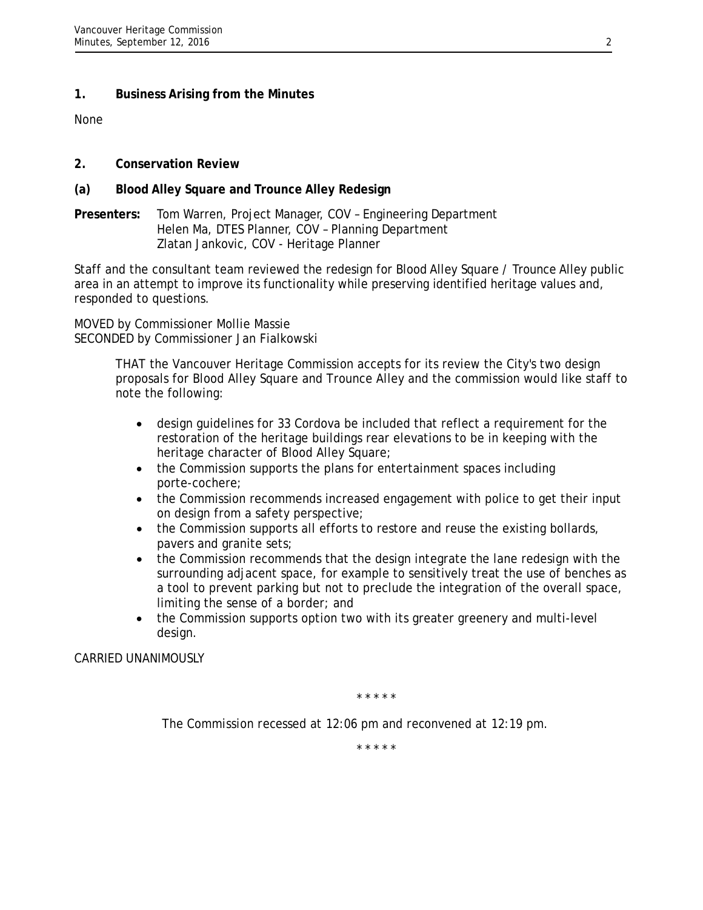## 1. Business Arising from the Minutes

None

## 2. Conservation Review

### (a) Blood Alley Square and Trounce Alley Redesign

**Presenters:** Tom Warren, Project Manager, COV – Engineering Department
Helen Ma, DTES Planner, COV – Planning Department
Zlatan Jankovic, COV - Heritage Planner

Staff and the consultant team reviewed the redesign for Blood Alley Square / Trounce Alley public area in an attempt to improve its functionality while preserving identified heritage values and, responded to questions.

MOVED by Commissioner Mollie Massie
SECONDED by Commissioner Jan Fialkowski

> THAT the Vancouver Heritage Commission accepts for its review the City's two design proposals for Blood Alley Square and Trounce Alley and the commission would like staff to note the following:
>
> - design guidelines for 33 Cordova be included that reflect a requirement for the restoration of the heritage buildings rear elevations to be in keeping with the heritage character of Blood Alley Square;
> - the Commission supports the plans for entertainment spaces including porte-cochere;
> - the Commission recommends increased engagement with police to get their input on design from a safety perspective;
> - the Commission supports all efforts to restore and reuse the existing bollards, pavers and granite sets;
> - the Commission recommends that the design integrate the lane redesign with the surrounding adjacent space, for example to sensitively treat the use of benches as a tool to prevent parking but not to preclude the integration of the overall space, limiting the sense of a border; and
> - the Commission supports option two with its greater greenery and multi-level design.

CARRIED UNANIMOUSLY

\* \* \* \* \*

The Commission recessed at 12:06 pm and reconvened at 12:19 pm.

\* \* \* \* \*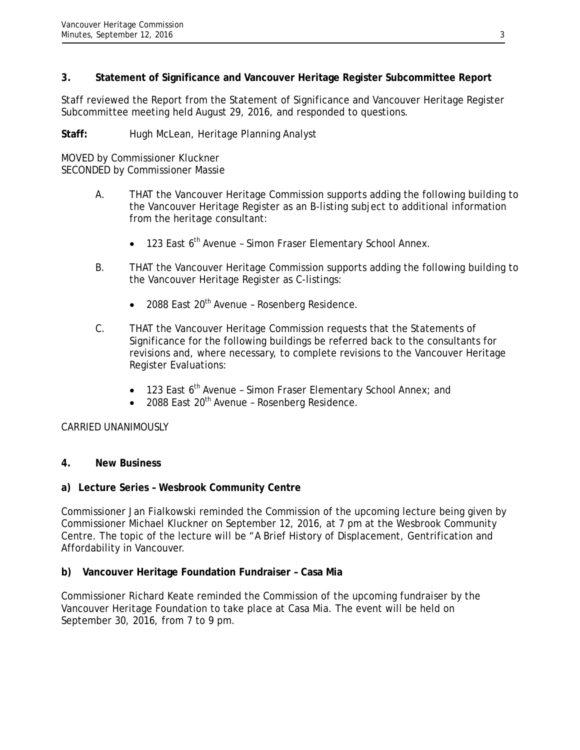## 3. Statement of Significance and Vancouver Heritage Register Subcommittee Report

Staff reviewed the Report from the Statement of Significance and Vancouver Heritage Register Subcommittee meeting held August 29, 2016, and responded to questions.

**Staff:** Hugh McLean, Heritage Planning Analyst

MOVED by Commissioner Kluckner
SECONDED by Commissioner Massie

A. THAT the Vancouver Heritage Commission supports adding the following building to the Vancouver Heritage Register as an B-listing subject to additional information from the heritage consultant:

- 123 East 6th Avenue – Simon Fraser Elementary School Annex.

B. THAT the Vancouver Heritage Commission supports adding the following building to the Vancouver Heritage Register as C-listings:

- 2088 East 20th Avenue – Rosenberg Residence.

C. THAT the Vancouver Heritage Commission requests that the Statements of Significance for the following buildings be referred back to the consultants for revisions and, where necessary, to complete revisions to the Vancouver Heritage Register Evaluations:

- 123 East 6th Avenue – Simon Fraser Elementary School Annex; and
- 2088 East 20th Avenue – Rosenberg Residence.

CARRIED UNANIMOUSLY

## 4. New Business

### a) Lecture Series – Wesbrook Community Centre

Commissioner Jan Fialkowski reminded the Commission of the upcoming lecture being given by Commissioner Michael Kluckner on September 12, 2016, at 7 pm at the Wesbrook Community Centre. The topic of the lecture will be "A Brief History of Displacement, Gentrification and Affordability in Vancouver.

### b) Vancouver Heritage Foundation Fundraiser – Casa Mia

Commissioner Richard Keate reminded the Commission of the upcoming fundraiser by the Vancouver Heritage Foundation to take place at Casa Mia. The event will be held on September 30, 2016, from 7 to 9 pm.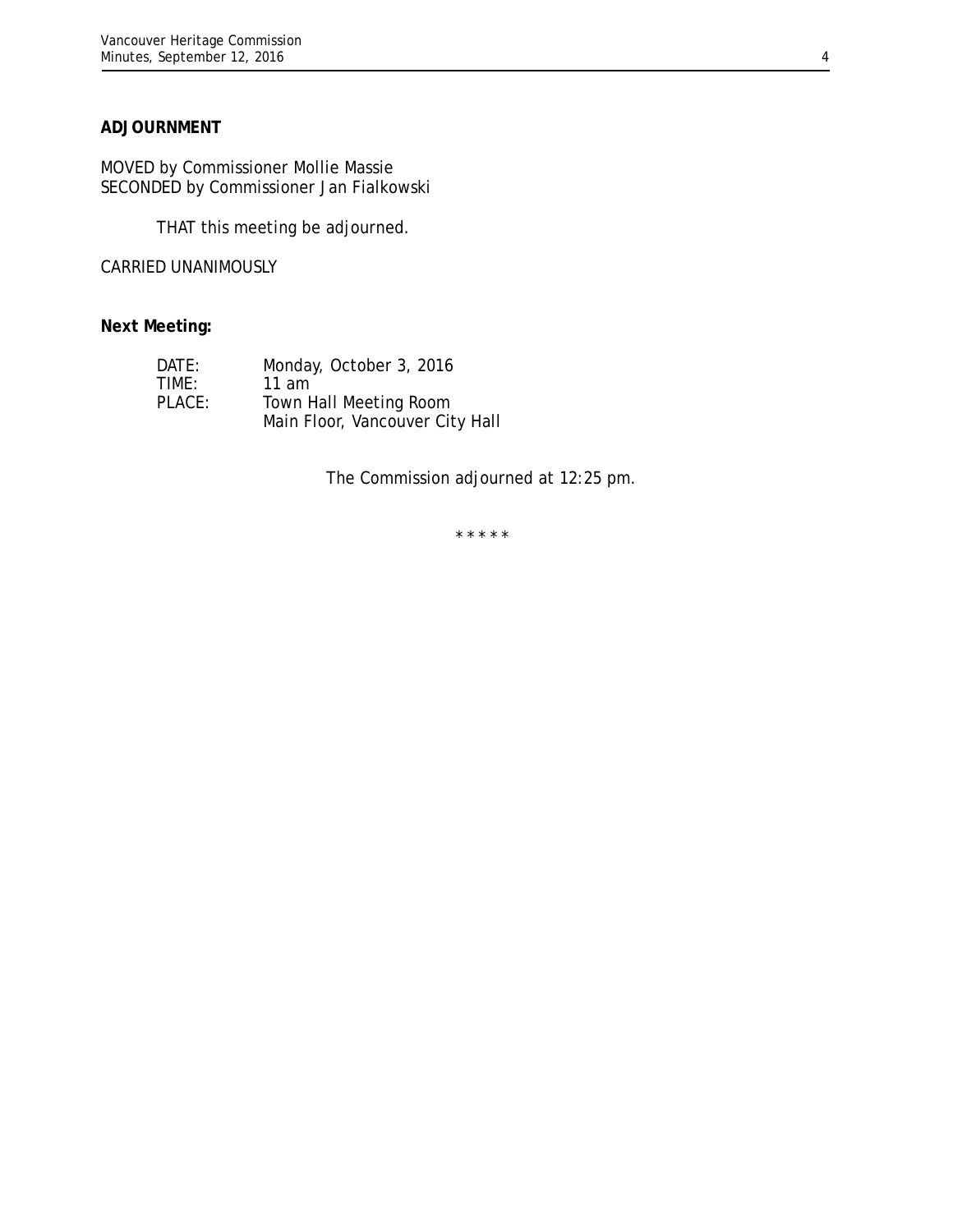**ADJOURNMENT**

MOVED by Commissioner Mollie Massie
SECONDED by Commissioner Jan Fialkowski

THAT this meeting be adjourned.

CARRIED UNANIMOUSLY

**Next Meeting:**

| | |
|---|---|
| DATE: | Monday, October 3, 2016 |
| TIME: | 11 am |
| PLACE: | Town Hall Meeting Room<br>Main Floor, Vancouver City Hall |

The Commission adjourned at 12:25 pm.

\* \* \* \* \*